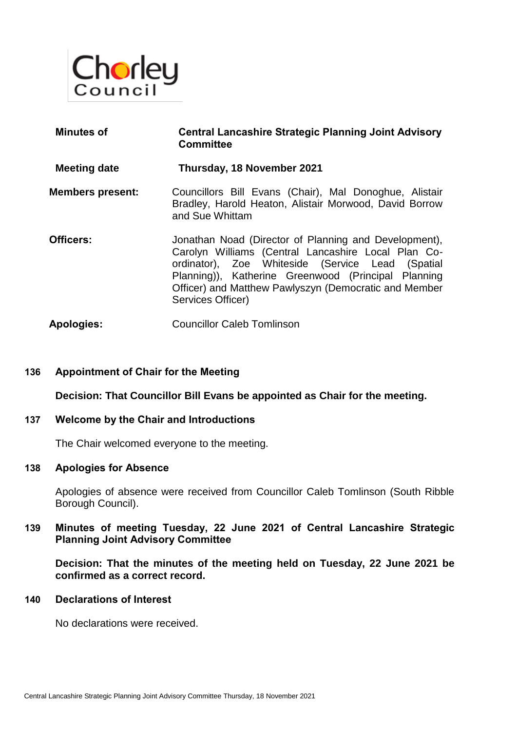Chorley Council

| | |
|---|---|
| **Minutes of** | **Central Lancashire Strategic Planning Joint Advisory Committee** |
| **Meeting date** | **Thursday, 18 November 2021** |
| **Members present:** | Councillors Bill Evans (Chair), Mal Donoghue, Alistair Bradley, Harold Heaton, Alistair Morwood, David Borrow and Sue Whittam |
| **Officers:** | Jonathan Noad (Director of Planning and Development), Carolyn Williams (Central Lancashire Local Plan Co-ordinator), Zoe Whiteside (Service Lead (Spatial Planning)), Katherine Greenwood (Principal Planning Officer) and Matthew Pawlyszyn (Democratic and Member Services Officer) |
| **Apologies:** | Councillor Caleb Tomlinson |

## 136 Appointment of Chair for the Meeting

**Decision: That Councillor Bill Evans be appointed as Chair for the meeting.**

## 137 Welcome by the Chair and Introductions

The Chair welcomed everyone to the meeting.

## 138 Apologies for Absence

Apologies of absence were received from Councillor Caleb Tomlinson (South Ribble Borough Council).

## 139 Minutes of meeting Tuesday, 22 June 2021 of Central Lancashire Strategic Planning Joint Advisory Committee

**Decision: That the minutes of the meeting held on Tuesday, 22 June 2021 be confirmed as a correct record.**

## 140 Declarations of Interest

No declarations were received.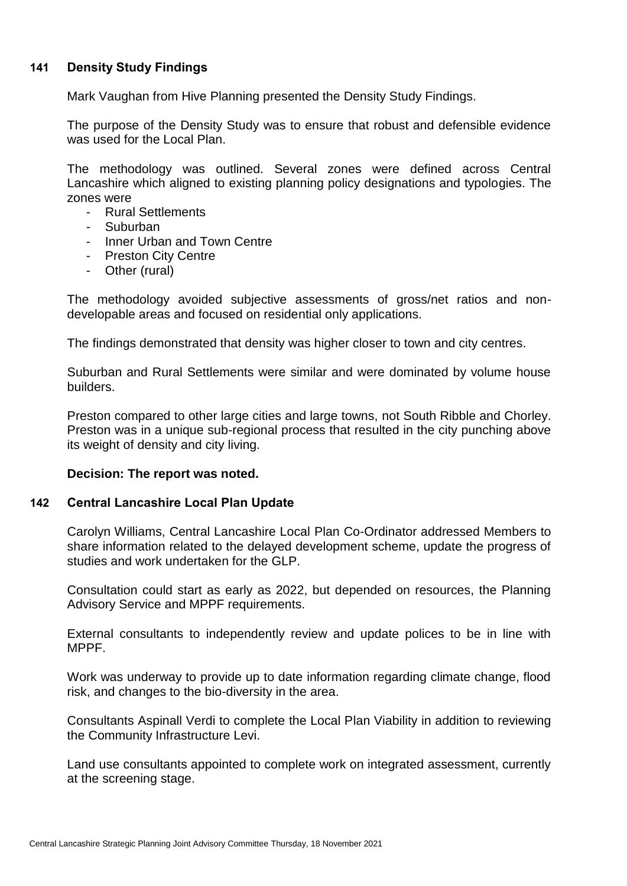### 141 Density Study Findings

Mark Vaughan from Hive Planning presented the Density Study Findings.

The purpose of the Density Study was to ensure that robust and defensible evidence was used for the Local Plan.

The methodology was outlined. Several zones were defined across Central Lancashire which aligned to existing planning policy designations and typologies. The zones were

- Rural Settlements
- Suburban
- Inner Urban and Town Centre
- Preston City Centre
- Other (rural)

The methodology avoided subjective assessments of gross/net ratios and non-developable areas and focused on residential only applications.

The findings demonstrated that density was higher closer to town and city centres.

Suburban and Rural Settlements were similar and were dominated by volume house builders.

Preston compared to other large cities and large towns, not South Ribble and Chorley. Preston was in a unique sub-regional process that resulted in the city punching above its weight of density and city living.

**Decision: The report was noted.**

### 142 Central Lancashire Local Plan Update

Carolyn Williams, Central Lancashire Local Plan Co-Ordinator addressed Members to share information related to the delayed development scheme, update the progress of studies and work undertaken for the GLP.

Consultation could start as early as 2022, but depended on resources, the Planning Advisory Service and MPPF requirements.

External consultants to independently review and update polices to be in line with MPPF.

Work was underway to provide up to date information regarding climate change, flood risk, and changes to the bio-diversity in the area.

Consultants Aspinall Verdi to complete the Local Plan Viability in addition to reviewing the Community Infrastructure Levi.

Land use consultants appointed to complete work on integrated assessment, currently at the screening stage.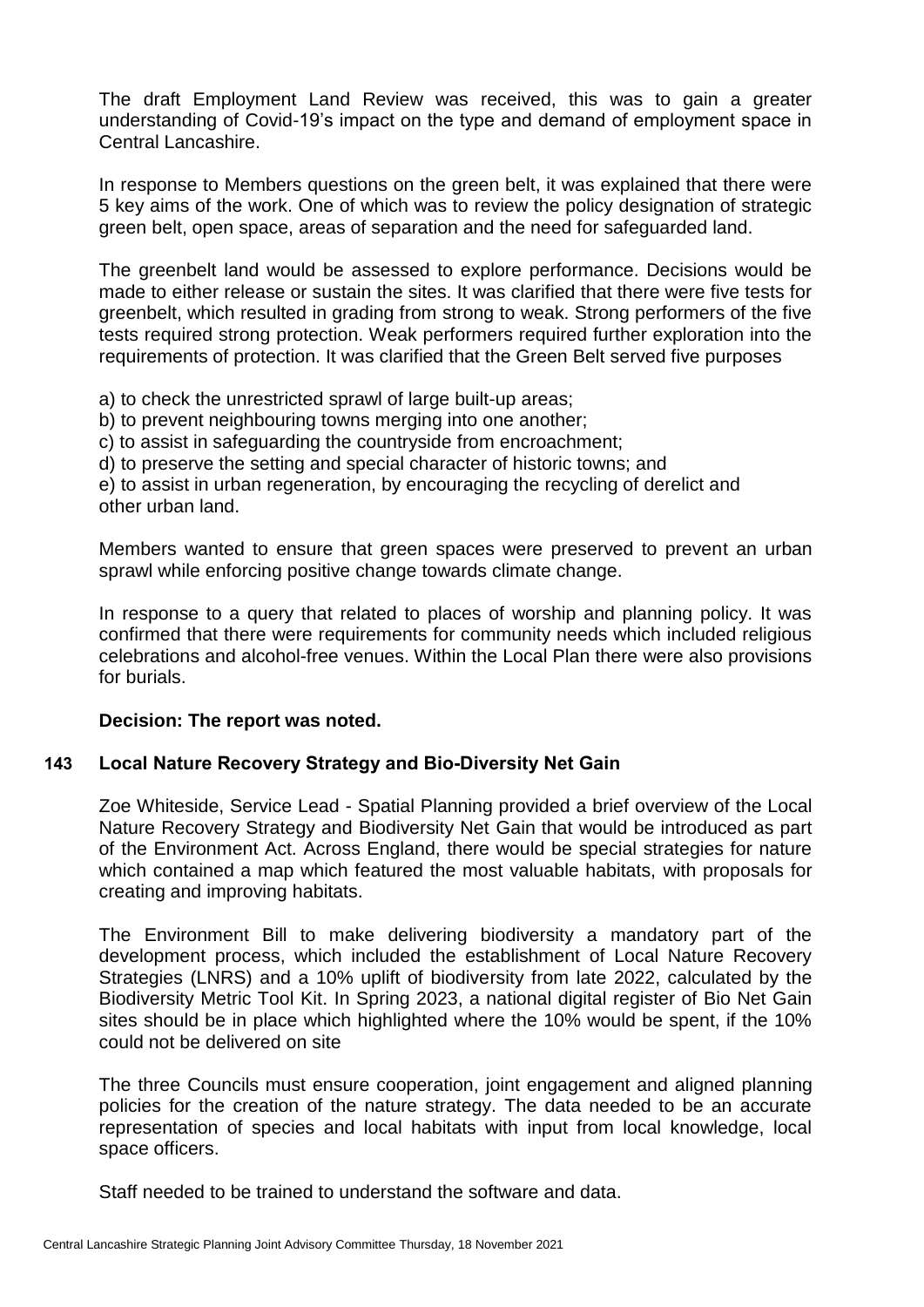The draft Employment Land Review was received, this was to gain a greater understanding of Covid-19's impact on the type and demand of employment space in Central Lancashire.

In response to Members questions on the green belt, it was explained that there were 5 key aims of the work. One of which was to review the policy designation of strategic green belt, open space, areas of separation and the need for safeguarded land.

The greenbelt land would be assessed to explore performance. Decisions would be made to either release or sustain the sites. It was clarified that there were five tests for greenbelt, which resulted in grading from strong to weak. Strong performers of the five tests required strong protection. Weak performers required further exploration into the requirements of protection. It was clarified that the Green Belt served five purposes

a) to check the unrestricted sprawl of large built-up areas;
b) to prevent neighbouring towns merging into one another;
c) to assist in safeguarding the countryside from encroachment;
d) to preserve the setting and special character of historic towns; and
e) to assist in urban regeneration, by encouraging the recycling of derelict and other urban land.

Members wanted to ensure that green spaces were preserved to prevent an urban sprawl while enforcing positive change towards climate change.

In response to a query that related to places of worship and planning policy. It was confirmed that there were requirements for community needs which included religious celebrations and alcohol-free venues. Within the Local Plan there were also provisions for burials.

**Decision: The report was noted.**

### 143 Local Nature Recovery Strategy and Bio-Diversity Net Gain

Zoe Whiteside, Service Lead - Spatial Planning provided a brief overview of the Local Nature Recovery Strategy and Biodiversity Net Gain that would be introduced as part of the Environment Act. Across England, there would be special strategies for nature which contained a map which featured the most valuable habitats, with proposals for creating and improving habitats.

The Environment Bill to make delivering biodiversity a mandatory part of the development process, which included the establishment of Local Nature Recovery Strategies (LNRS) and a 10% uplift of biodiversity from late 2022, calculated by the Biodiversity Metric Tool Kit. In Spring 2023, a national digital register of Bio Net Gain sites should be in place which highlighted where the 10% would be spent, if the 10% could not be delivered on site

The three Councils must ensure cooperation, joint engagement and aligned planning policies for the creation of the nature strategy. The data needed to be an accurate representation of species and local habitats with input from local knowledge, local space officers.

Staff needed to be trained to understand the software and data.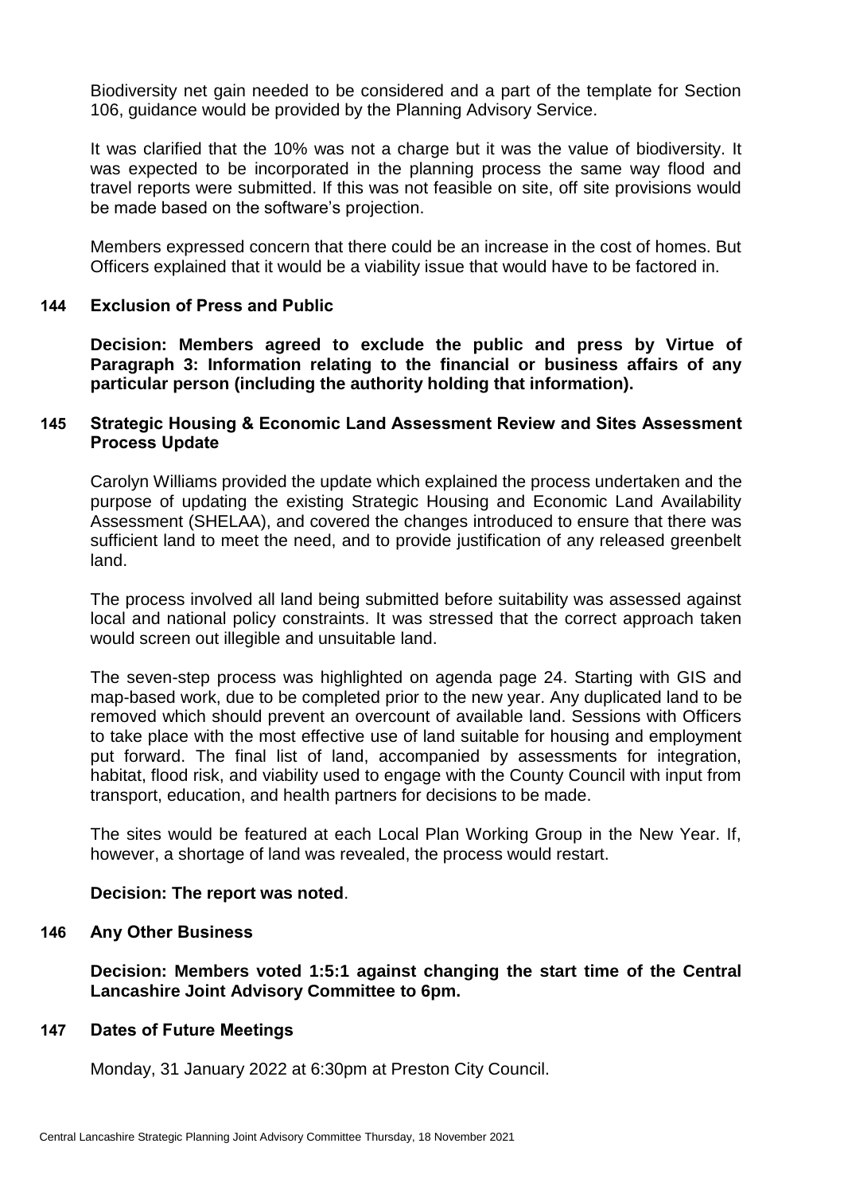Biodiversity net gain needed to be considered and a part of the template for Section 106, guidance would be provided by the Planning Advisory Service.

It was clarified that the 10% was not a charge but it was the value of biodiversity. It was expected to be incorporated in the planning process the same way flood and travel reports were submitted. If this was not feasible on site, off site provisions would be made based on the software's projection.

Members expressed concern that there could be an increase in the cost of homes. But Officers explained that it would be a viability issue that would have to be factored in.

## 144 Exclusion of Press and Public

**Decision: Members agreed to exclude the public and press by Virtue of Paragraph 3: Information relating to the financial or business affairs of any particular person (including the authority holding that information).**

## 145 Strategic Housing & Economic Land Assessment Review and Sites Assessment Process Update

Carolyn Williams provided the update which explained the process undertaken and the purpose of updating the existing Strategic Housing and Economic Land Availability Assessment (SHELAA), and covered the changes introduced to ensure that there was sufficient land to meet the need, and to provide justification of any released greenbelt land.

The process involved all land being submitted before suitability was assessed against local and national policy constraints. It was stressed that the correct approach taken would screen out illegible and unsuitable land.

The seven-step process was highlighted on agenda page 24. Starting with GIS and map-based work, due to be completed prior to the new year. Any duplicated land to be removed which should prevent an overcount of available land. Sessions with Officers to take place with the most effective use of land suitable for housing and employment put forward. The final list of land, accompanied by assessments for integration, habitat, flood risk, and viability used to engage with the County Council with input from transport, education, and health partners for decisions to be made.

The sites would be featured at each Local Plan Working Group in the New Year. If, however, a shortage of land was revealed, the process would restart.

**Decision: The report was noted**.

## 146 Any Other Business

**Decision: Members voted 1:5:1 against changing the start time of the Central Lancashire Joint Advisory Committee to 6pm.**

## 147 Dates of Future Meetings

Monday, 31 January 2022 at 6:30pm at Preston City Council.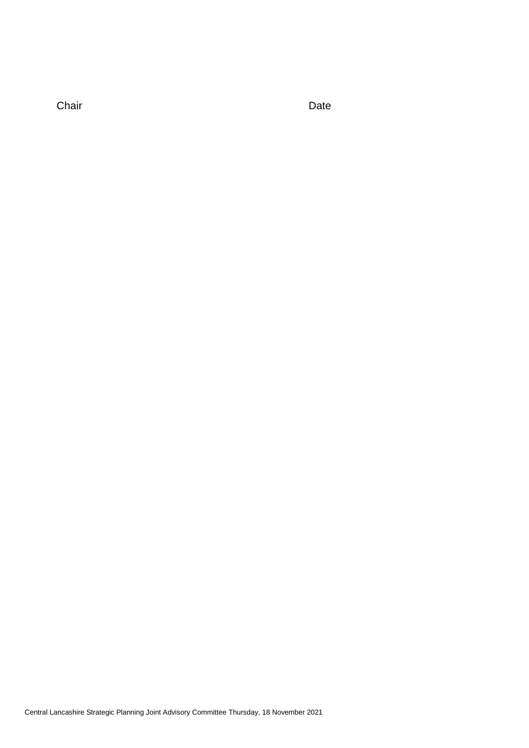Chair Date